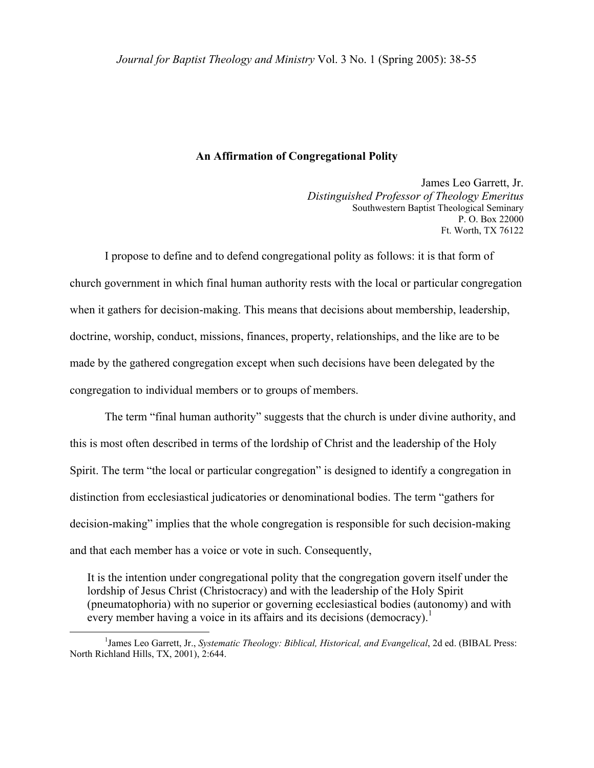# An Affirmation of Congregational Polity

James Leo Garrett, Jr.
*Distinguished Professor of Theology Emeritus*
Southwestern Baptist Theological Seminary
P. O. Box 22000
Ft. Worth, TX 76122

I propose to define and to defend congregational polity as follows: it is that form of church government in which final human authority rests with the local or particular congregation when it gathers for decision-making. This means that decisions about membership, leadership, doctrine, worship, conduct, missions, finances, property, relationships, and the like are to be made by the gathered congregation except when such decisions have been delegated by the congregation to individual members or to groups of members.

The term "final human authority" suggests that the church is under divine authority, and this is most often described in terms of the lordship of Christ and the leadership of the Holy Spirit. The term "the local or particular congregation" is designed to identify a congregation in distinction from ecclesiastical judicatories or denominational bodies. The term "gathers for decision-making" implies that the whole congregation is responsible for such decision-making and that each member has a voice or vote in such. Consequently,

> It is the intention under congregational polity that the congregation govern itself under the lordship of Jesus Christ (Christocracy) and with the leadership of the Holy Spirit (pneumatophoria) with no superior or governing ecclesiastical bodies (autonomy) and with every member having a voice in its affairs and its decisions (democracy).[1]

---

[1] James Leo Garrett, Jr., *Systematic Theology: Biblical, Historical, and Evangelical*, 2d ed. (BIBAL Press: North Richland Hills, TX, 2001), 2:644.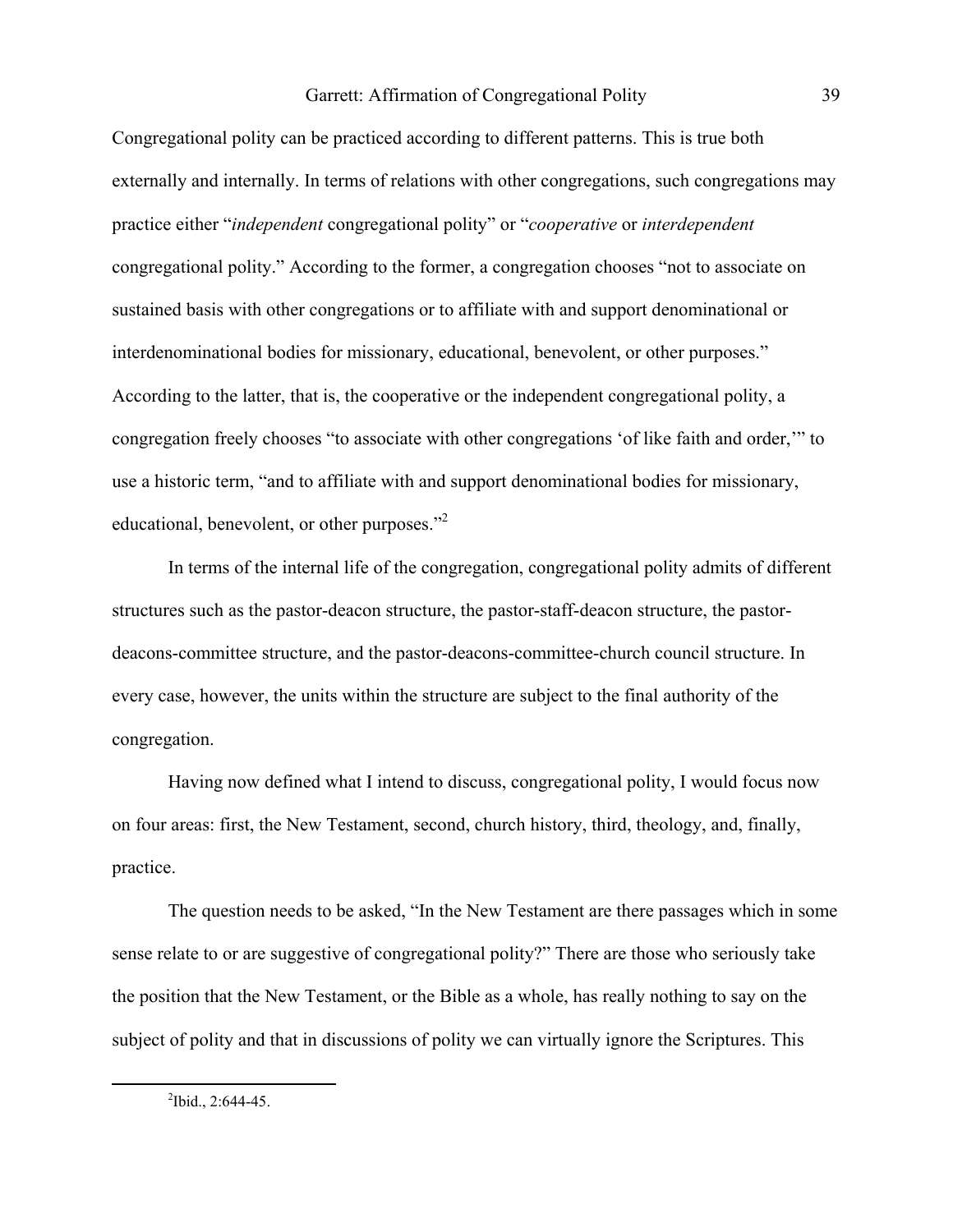Congregational polity can be practiced according to different patterns. This is true both externally and internally. In terms of relations with other congregations, such congregations may practice either "*independent* congregational polity" or "*cooperative* or *interdependent* congregational polity." According to the former, a congregation chooses "not to associate on sustained basis with other congregations or to affiliate with and support denominational or interdenominational bodies for missionary, educational, benevolent, or other purposes." According to the latter, that is, the cooperative or the independent congregational polity, a congregation freely chooses "to associate with other congregations 'of like faith and order,'" to use a historic term, "and to affiliate with and support denominational bodies for missionary, educational, benevolent, or other purposes."[2]

In terms of the internal life of the congregation, congregational polity admits of different structures such as the pastor-deacon structure, the pastor-staff-deacon structure, the pastor-deacons-committee structure, and the pastor-deacons-committee-church council structure. In every case, however, the units within the structure are subject to the final authority of the congregation.

Having now defined what I intend to discuss, congregational polity, I would focus now on four areas: first, the New Testament, second, church history, third, theology, and, finally, practice.

The question needs to be asked, "In the New Testament are there passages which in some sense relate to or are suggestive of congregational polity?" There are those who seriously take the position that the New Testament, or the Bible as a whole, has really nothing to say on the subject of polity and that in discussions of polity we can virtually ignore the Scriptures. This

[2]Ibid., 2:644-45.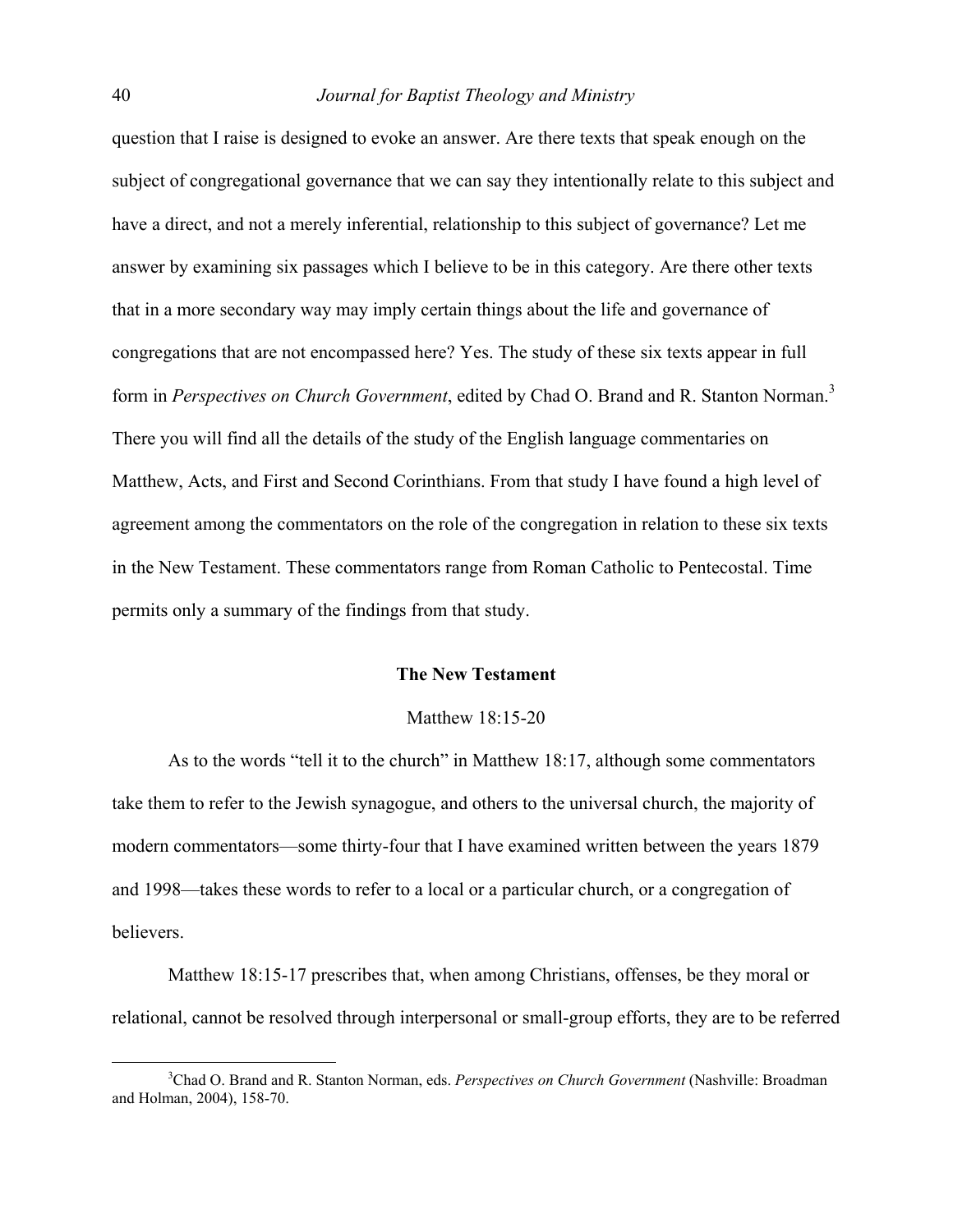question that I raise is designed to evoke an answer. Are there texts that speak enough on the subject of congregational governance that we can say they intentionally relate to this subject and have a direct, and not a merely inferential, relationship to this subject of governance? Let me answer by examining six passages which I believe to be in this category. Are there other texts that in a more secondary way may imply certain things about the life and governance of congregations that are not encompassed here? Yes. The study of these six texts appear in full form in *Perspectives on Church Government*, edited by Chad O. Brand and R. Stanton Norman.[3] There you will find all the details of the study of the English language commentaries on Matthew, Acts, and First and Second Corinthians. From that study I have found a high level of agreement among the commentators on the role of the congregation in relation to these six texts in the New Testament. These commentators range from Roman Catholic to Pentecostal. Time permits only a summary of the findings from that study.

## The New Testament

### Matthew 18:15-20

As to the words "tell it to the church" in Matthew 18:17, although some commentators take them to refer to the Jewish synagogue, and others to the universal church, the majority of modern commentators—some thirty-four that I have examined written between the years 1879 and 1998—takes these words to refer to a local or a particular church, or a congregation of believers.

Matthew 18:15-17 prescribes that, when among Christians, offenses, be they moral or relational, cannot be resolved through interpersonal or small-group efforts, they are to be referred

---

[3] Chad O. Brand and R. Stanton Norman, eds. *Perspectives on Church Government* (Nashville: Broadman and Holman, 2004), 158-70.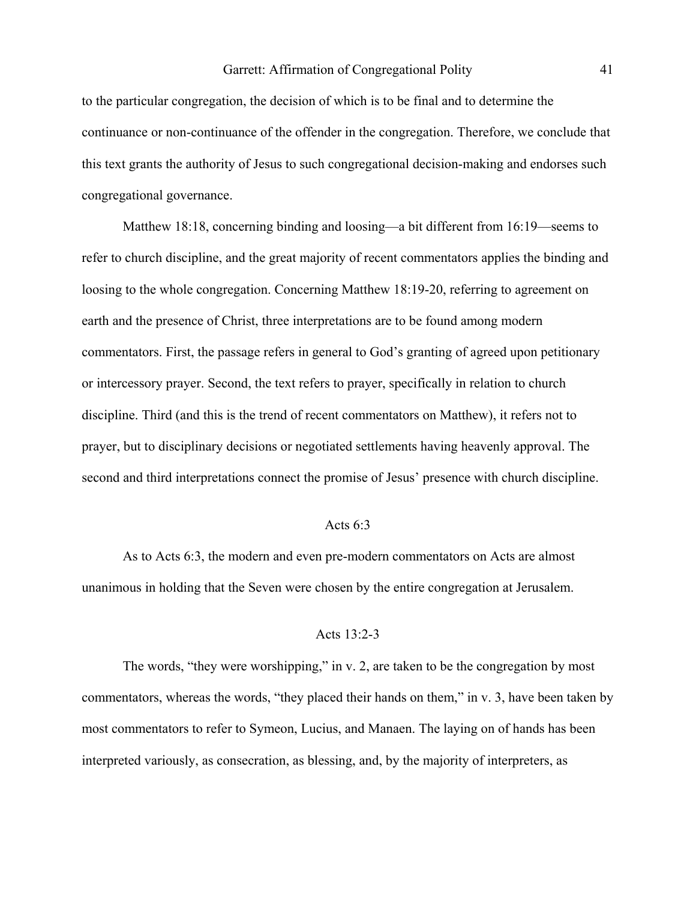to the particular congregation, the decision of which is to be final and to determine the continuance or non-continuance of the offender in the congregation. Therefore, we conclude that this text grants the authority of Jesus to such congregational decision-making and endorses such congregational governance.

Matthew 18:18, concerning binding and loosing—a bit different from 16:19—seems to refer to church discipline, and the great majority of recent commentators applies the binding and loosing to the whole congregation. Concerning Matthew 18:19-20, referring to agreement on earth and the presence of Christ, three interpretations are to be found among modern commentators. First, the passage refers in general to God's granting of agreed upon petitionary or intercessory prayer. Second, the text refers to prayer, specifically in relation to church discipline. Third (and this is the trend of recent commentators on Matthew), it refers not to prayer, but to disciplinary decisions or negotiated settlements having heavenly approval. The second and third interpretations connect the promise of Jesus' presence with church discipline.

### Acts 6:3

As to Acts 6:3, the modern and even pre-modern commentators on Acts are almost unanimous in holding that the Seven were chosen by the entire congregation at Jerusalem.

### Acts 13:2-3

The words, "they were worshipping," in v. 2, are taken to be the congregation by most commentators, whereas the words, "they placed their hands on them," in v. 3, have been taken by most commentators to refer to Symeon, Lucius, and Manaen. The laying on of hands has been interpreted variously, as consecration, as blessing, and, by the majority of interpreters, as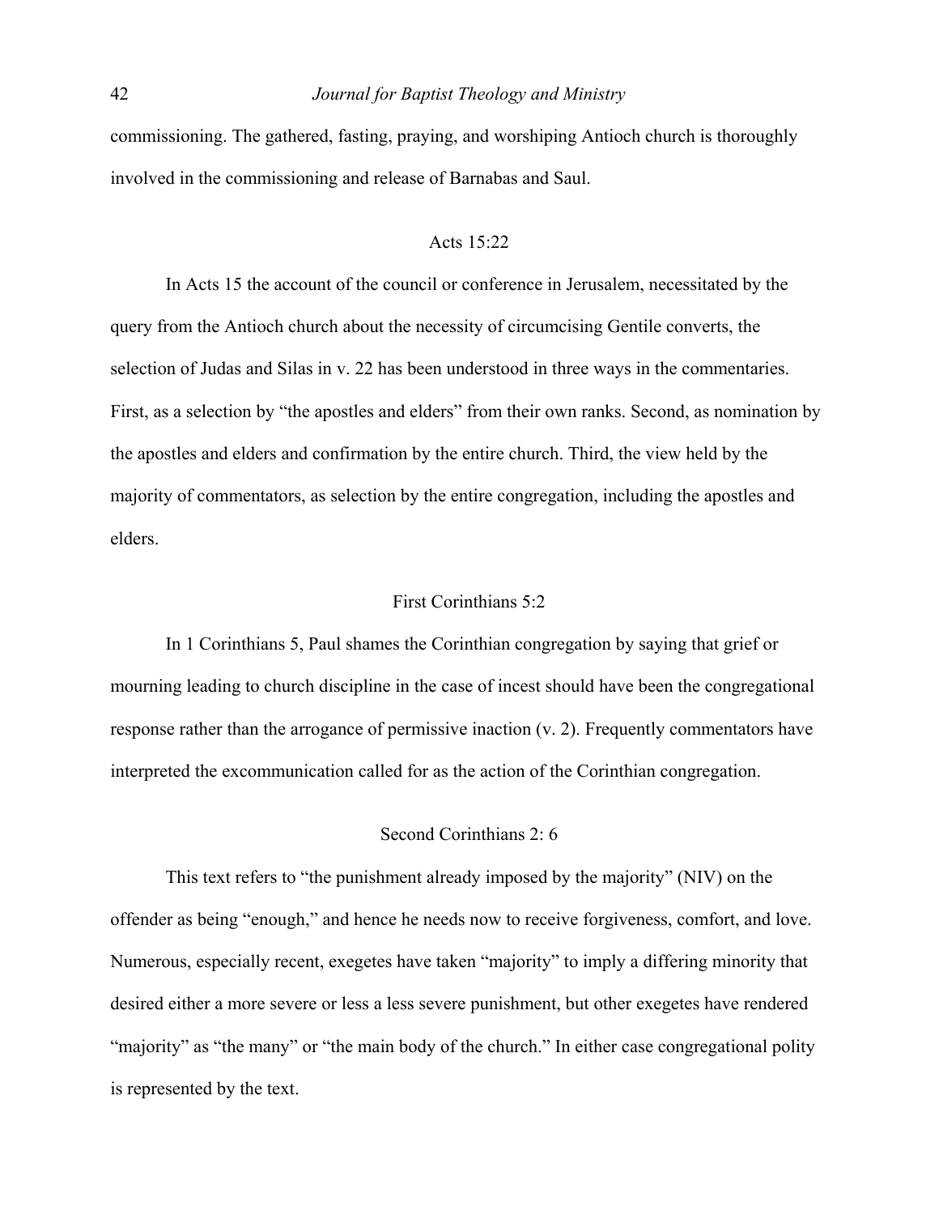commissioning. The gathered, fasting, praying, and worshiping Antioch church is thoroughly involved in the commissioning and release of Barnabas and Saul.

### Acts 15:22

In Acts 15 the account of the council or conference in Jerusalem, necessitated by the query from the Antioch church about the necessity of circumcising Gentile converts, the selection of Judas and Silas in v. 22 has been understood in three ways in the commentaries. First, as a selection by "the apostles and elders" from their own ranks. Second, as nomination by the apostles and elders and confirmation by the entire church. Third, the view held by the majority of commentators, as selection by the entire congregation, including the apostles and elders.

### First Corinthians 5:2

In 1 Corinthians 5, Paul shames the Corinthian congregation by saying that grief or mourning leading to church discipline in the case of incest should have been the congregational response rather than the arrogance of permissive inaction (v. 2). Frequently commentators have interpreted the excommunication called for as the action of the Corinthian congregation.

### Second Corinthians 2: 6

This text refers to "the punishment already imposed by the majority" (NIV) on the offender as being "enough," and hence he needs now to receive forgiveness, comfort, and love. Numerous, especially recent, exegetes have taken "majority" to imply a differing minority that desired either a more severe or less a less severe punishment, but other exegetes have rendered "majority" as "the many" or "the main body of the church." In either case congregational polity is represented by the text.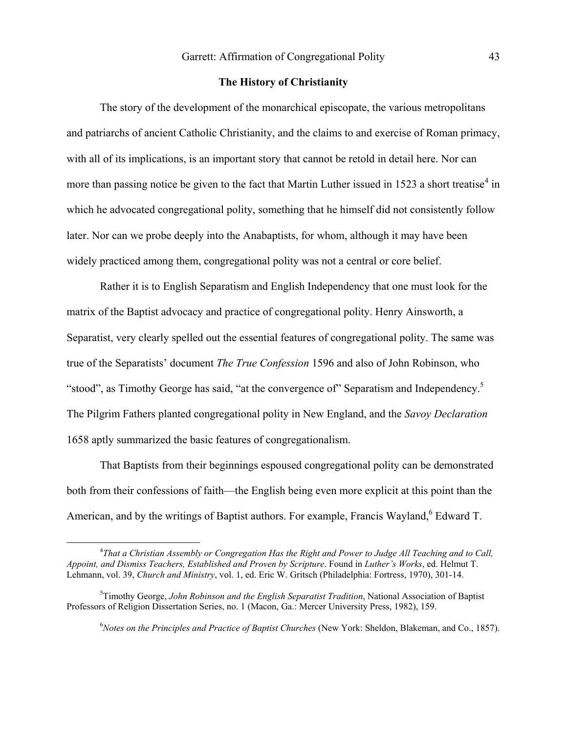## The History of Christianity

The story of the development of the monarchical episcopate, the various metropolitans and patriarchs of ancient Catholic Christianity, and the claims to and exercise of Roman primacy, with all of its implications, is an important story that cannot be retold in detail here. Nor can more than passing notice be given to the fact that Martin Luther issued in 1523 a short treatise[4] in which he advocated congregational polity, something that he himself did not consistently follow later. Nor can we probe deeply into the Anabaptists, for whom, although it may have been widely practiced among them, congregational polity was not a central or core belief.

Rather it is to English Separatism and English Independency that one must look for the matrix of the Baptist advocacy and practice of congregational polity. Henry Ainsworth, a Separatist, very clearly spelled out the essential features of congregational polity. The same was true of the Separatists' document *The True Confession* 1596 and also of John Robinson, who "stood", as Timothy George has said, "at the convergence of" Separatism and Independency.[5] The Pilgrim Fathers planted congregational polity in New England, and the *Savoy Declaration* 1658 aptly summarized the basic features of congregationalism.

That Baptists from their beginnings espoused congregational polity can be demonstrated both from their confessions of faith—the English being even more explicit at this point than the American, and by the writings of Baptist authors. For example, Francis Wayland,[6] Edward T.

---

[4]*That a Christian Assembly or Congregation Has the Right and Power to Judge All Teaching and to Call, Appoint, and Dismiss Teachers, Established and Proven by Scripture*. Found in *Luther's Works*, ed. Helmut T. Lehmann, vol. 39, *Church and Ministry*, vol. 1, ed. Eric W. Gritsch (Philadelphia: Fortress, 1970), 301-14.

[5]Timothy George, *John Robinson and the English Separatist Tradition*, National Association of Baptist Professors of Religion Dissertation Series, no. 1 (Macon, Ga.: Mercer University Press, 1982), 159.

[6]*Notes on the Principles and Practice of Baptist Churches* (New York: Sheldon, Blakeman, and Co., 1857).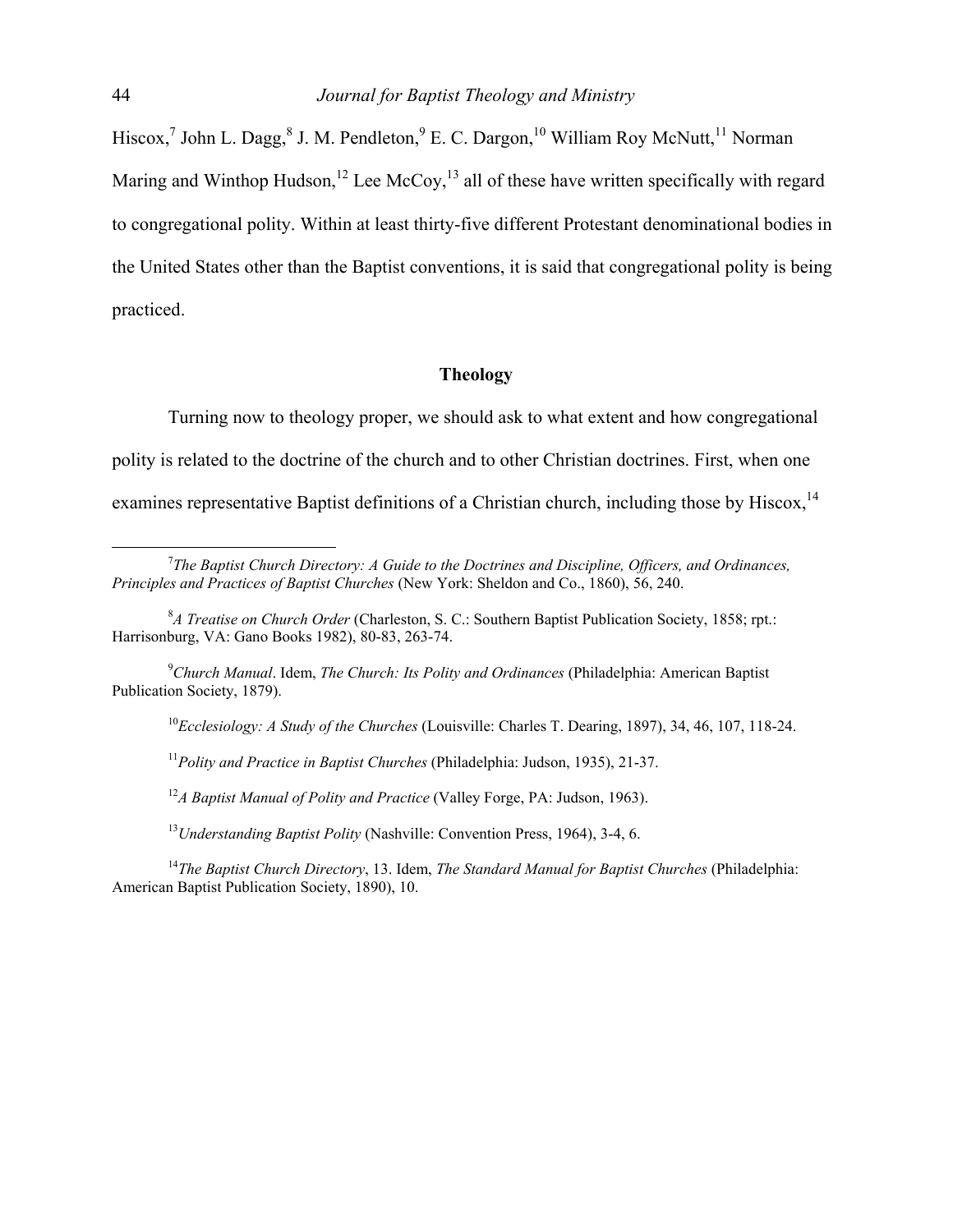Hiscox,[7] John L. Dagg,[8] J. M. Pendleton,[9] E. C. Dargon,[10] William Roy McNutt,[11] Norman Maring and Winthop Hudson,[12] Lee McCoy,[13] all of these have written specifically with regard to congregational polity. Within at least thirty-five different Protestant denominational bodies in the United States other than the Baptist conventions, it is said that congregational polity is being practiced.

## Theology

Turning now to theology proper, we should ask to what extent and how congregational polity is related to the doctrine of the church and to other Christian doctrines. First, when one examines representative Baptist definitions of a Christian church, including those by Hiscox,[14]

---

[7]*The Baptist Church Directory: A Guide to the Doctrines and Discipline, Officers, and Ordinances, Principles and Practices of Baptist Churches* (New York: Sheldon and Co., 1860), 56, 240.

[8]*A Treatise on Church Order* (Charleston, S. C.: Southern Baptist Publication Society, 1858; rpt.: Harrisonburg, VA: Gano Books 1982), 80-83, 263-74.

[9]*Church Manual*. Idem, *The Church: Its Polity and Ordinances* (Philadelphia: American Baptist Publication Society, 1879).

[10]*Ecclesiology: A Study of the Churches* (Louisville: Charles T. Dearing, 1897), 34, 46, 107, 118-24.

[11]*Polity and Practice in Baptist Churches* (Philadelphia: Judson, 1935), 21-37.

[12]*A Baptist Manual of Polity and Practice* (Valley Forge, PA: Judson, 1963).

[13]*Understanding Baptist Polity* (Nashville: Convention Press, 1964), 3-4, 6.

[14]*The Baptist Church Directory*, 13. Idem, *The Standard Manual for Baptist Churches* (Philadelphia: American Baptist Publication Society, 1890), 10.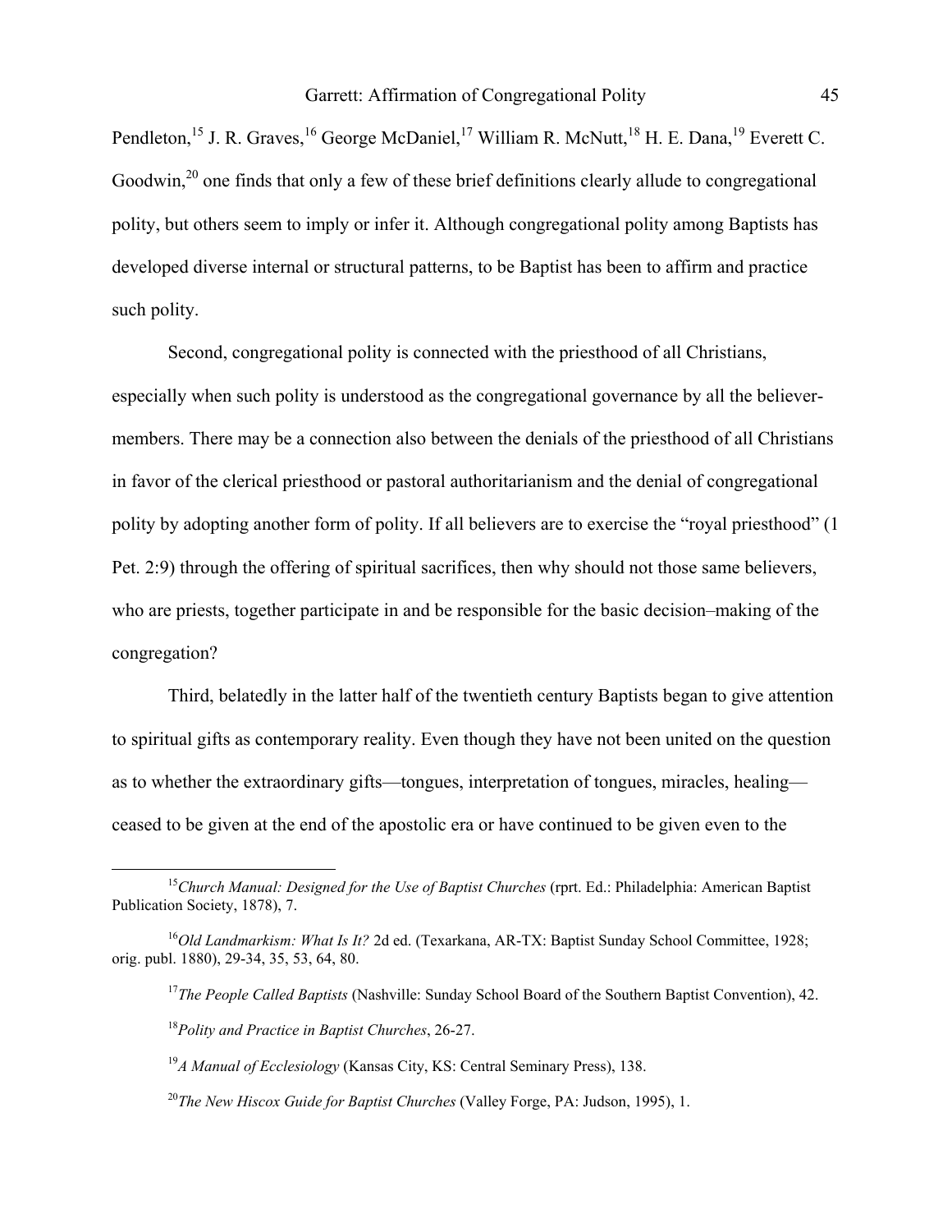Pendleton,[15] J. R. Graves,[16] George McDaniel,[17] William R. McNutt,[18] H. E. Dana,[19] Everett C. Goodwin,[20] one finds that only a few of these brief definitions clearly allude to congregational polity, but others seem to imply or infer it. Although congregational polity among Baptists has developed diverse internal or structural patterns, to be Baptist has been to affirm and practice such polity.

Second, congregational polity is connected with the priesthood of all Christians, especially when such polity is understood as the congregational governance by all the believer-members. There may be a connection also between the denials of the priesthood of all Christians in favor of the clerical priesthood or pastoral authoritarianism and the denial of congregational polity by adopting another form of polity. If all believers are to exercise the "royal priesthood" (1 Pet. 2:9) through the offering of spiritual sacrifices, then why should not those same believers, who are priests, together participate in and be responsible for the basic decision–making of the congregation?

Third, belatedly in the latter half of the twentieth century Baptists began to give attention to spiritual gifts as contemporary reality. Even though they have not been united on the question as to whether the extraordinary gifts—tongues, interpretation of tongues, miracles, healing—ceased to be given at the end of the apostolic era or have continued to be given even to the

---

[15] *Church Manual: Designed for the Use of Baptist Churches* (rprt. Ed.: Philadelphia: American Baptist Publication Society, 1878), 7.

[16] *Old Landmarkism: What Is It?* 2d ed. (Texarkana, AR-TX: Baptist Sunday School Committee, 1928; orig. publ. 1880), 29-34, 35, 53, 64, 80.

[17] *The People Called Baptists* (Nashville: Sunday School Board of the Southern Baptist Convention), 42.

[18] *Polity and Practice in Baptist Churches*, 26-27.

[19] *A Manual of Ecclesiology* (Kansas City, KS: Central Seminary Press), 138.

[20] *The New Hiscox Guide for Baptist Churches* (Valley Forge, PA: Judson, 1995), 1.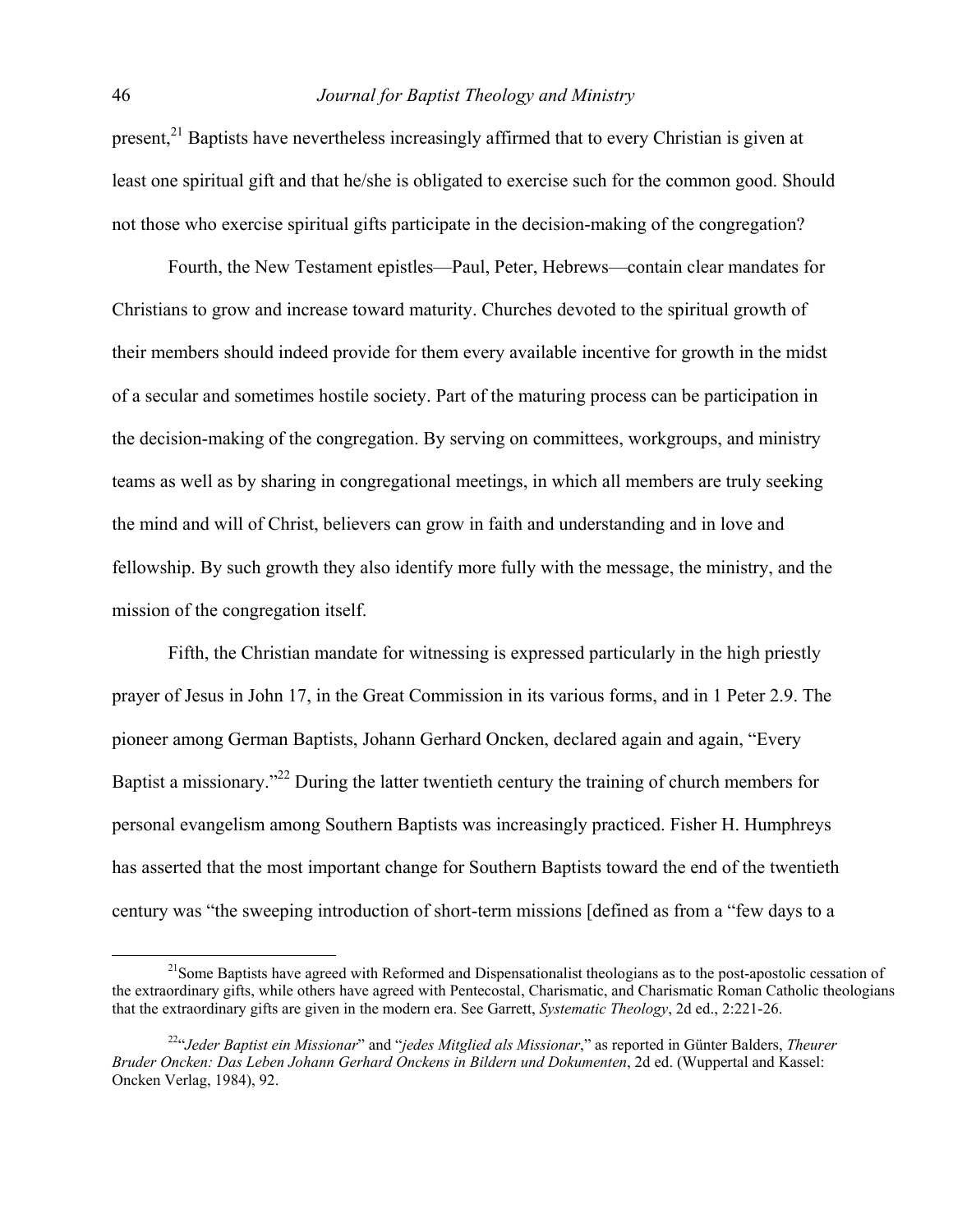present,[21] Baptists have nevertheless increasingly affirmed that to every Christian is given at least one spiritual gift and that he/she is obligated to exercise such for the common good. Should not those who exercise spiritual gifts participate in the decision-making of the congregation?

Fourth, the New Testament epistles—Paul, Peter, Hebrews—contain clear mandates for Christians to grow and increase toward maturity. Churches devoted to the spiritual growth of their members should indeed provide for them every available incentive for growth in the midst of a secular and sometimes hostile society. Part of the maturing process can be participation in the decision-making of the congregation. By serving on committees, workgroups, and ministry teams as well as by sharing in congregational meetings, in which all members are truly seeking the mind and will of Christ, believers can grow in faith and understanding and in love and fellowship. By such growth they also identify more fully with the message, the ministry, and the mission of the congregation itself.

Fifth, the Christian mandate for witnessing is expressed particularly in the high priestly prayer of Jesus in John 17, in the Great Commission in its various forms, and in 1 Peter 2.9. The pioneer among German Baptists, Johann Gerhard Oncken, declared again and again, "Every Baptist a missionary."[22] During the latter twentieth century the training of church members for personal evangelism among Southern Baptists was increasingly practiced. Fisher H. Humphreys has asserted that the most important change for Southern Baptists toward the end of the twentieth century was "the sweeping introduction of short-term missions [defined as from a "few days to a

---

[21]Some Baptists have agreed with Reformed and Dispensationalist theologians as to the post-apostolic cessation of the extraordinary gifts, while others have agreed with Pentecostal, Charismatic, and Charismatic Roman Catholic theologians that the extraordinary gifts are given in the modern era. See Garrett, *Systematic Theology*, 2d ed., 2:221-26.

[22]"*Jeder Baptist ein Missionar*" and "*jedes Mitglied als Missionar*," as reported in Günter Balders, *Theurer Bruder Oncken: Das Leben Johann Gerhard Onckens in Bildern und Dokumenten*, 2d ed. (Wuppertal and Kassel: Oncken Verlag, 1984), 92.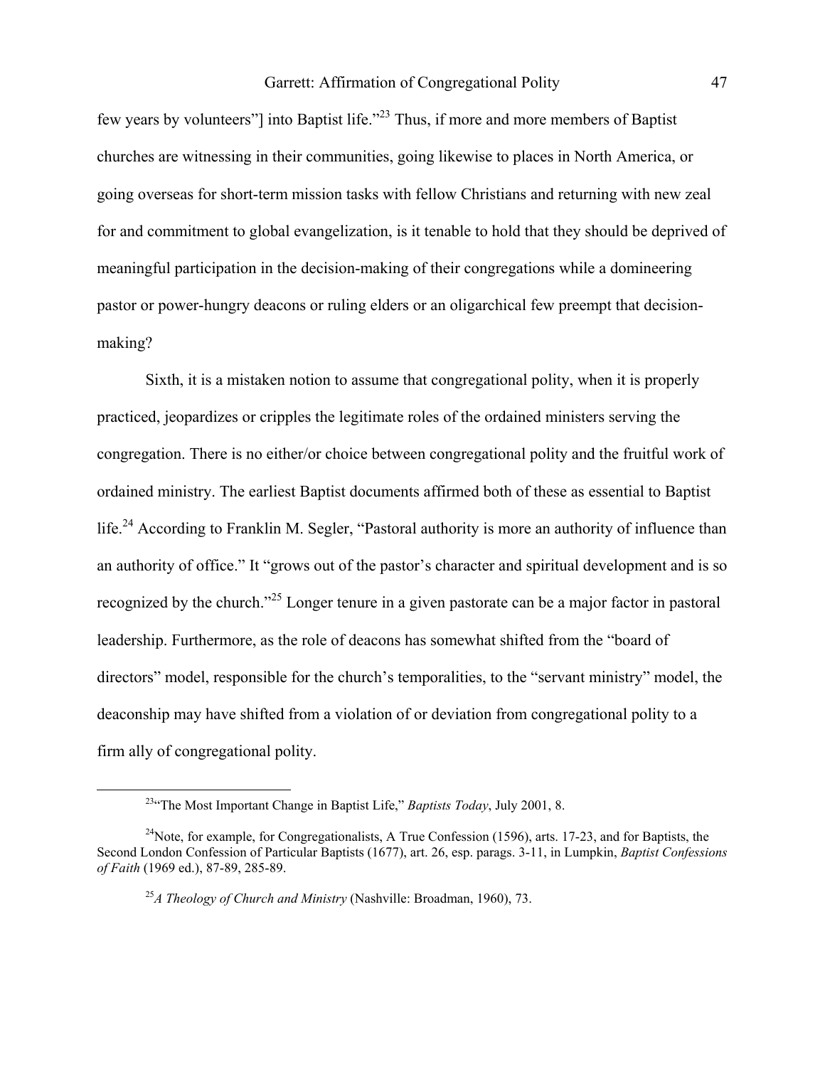few years by volunteers"] into Baptist life."[23] Thus, if more and more members of Baptist churches are witnessing in their communities, going likewise to places in North America, or going overseas for short-term mission tasks with fellow Christians and returning with new zeal for and commitment to global evangelization, is it tenable to hold that they should be deprived of meaningful participation in the decision-making of their congregations while a domineering pastor or power-hungry deacons or ruling elders or an oligarchical few preempt that decision-making?

Sixth, it is a mistaken notion to assume that congregational polity, when it is properly practiced, jeopardizes or cripples the legitimate roles of the ordained ministers serving the congregation. There is no either/or choice between congregational polity and the fruitful work of ordained ministry. The earliest Baptist documents affirmed both of these as essential to Baptist life.[24] According to Franklin M. Segler, "Pastoral authority is more an authority of influence than an authority of office." It "grows out of the pastor's character and spiritual development and is so recognized by the church."[25] Longer tenure in a given pastorate can be a major factor in pastoral leadership. Furthermore, as the role of deacons has somewhat shifted from the "board of directors" model, responsible for the church's temporalities, to the "servant ministry" model, the deaconship may have shifted from a violation of or deviation from congregational polity to a firm ally of congregational polity.

---

[23]"The Most Important Change in Baptist Life," *Baptists Today*, July 2001, 8.

[24]Note, for example, for Congregationalists, A True Confession (1596), arts. 17-23, and for Baptists, the Second London Confession of Particular Baptists (1677), art. 26, esp. parags. 3-11, in Lumpkin, *Baptist Confessions of Faith* (1969 ed.), 87-89, 285-89.

[25]*A Theology of Church and Ministry* (Nashville: Broadman, 1960), 73.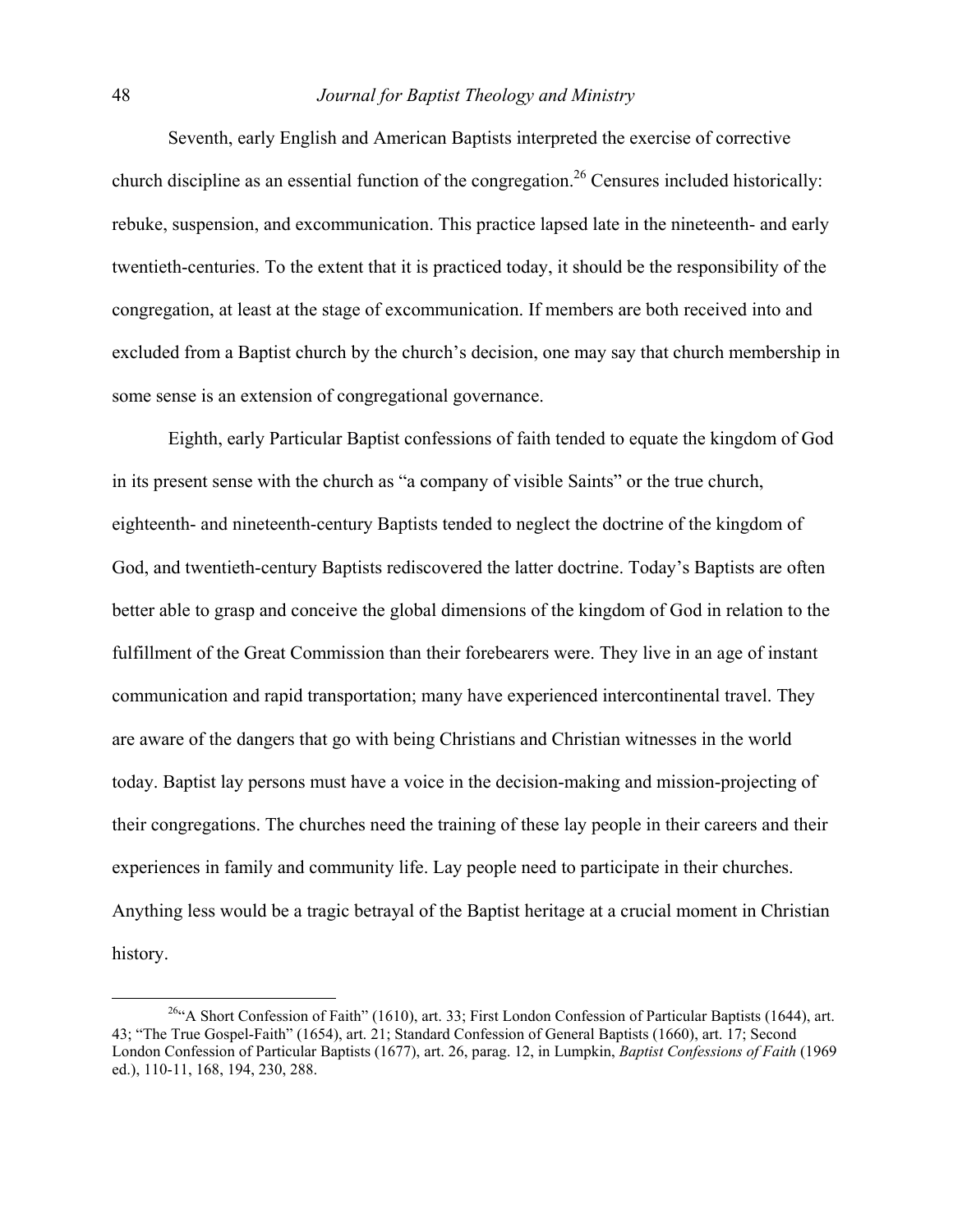Seventh, early English and American Baptists interpreted the exercise of corrective church discipline as an essential function of the congregation.[26] Censures included historically: rebuke, suspension, and excommunication. This practice lapsed late in the nineteenth- and early twentieth-centuries. To the extent that it is practiced today, it should be the responsibility of the congregation, at least at the stage of excommunication. If members are both received into and excluded from a Baptist church by the church's decision, one may say that church membership in some sense is an extension of congregational governance.

Eighth, early Particular Baptist confessions of faith tended to equate the kingdom of God in its present sense with the church as "a company of visible Saints" or the true church, eighteenth- and nineteenth-century Baptists tended to neglect the doctrine of the kingdom of God, and twentieth-century Baptists rediscovered the latter doctrine. Today's Baptists are often better able to grasp and conceive the global dimensions of the kingdom of God in relation to the fulfillment of the Great Commission than their forebearers were. They live in an age of instant communication and rapid transportation; many have experienced intercontinental travel. They are aware of the dangers that go with being Christians and Christian witnesses in the world today. Baptist lay persons must have a voice in the decision-making and mission-projecting of their congregations. The churches need the training of these lay people in their careers and their experiences in family and community life. Lay people need to participate in their churches. Anything less would be a tragic betrayal of the Baptist heritage at a crucial moment in Christian history.

---

[26] "A Short Confession of Faith" (1610), art. 33; First London Confession of Particular Baptists (1644), art. 43; "The True Gospel-Faith" (1654), art. 21; Standard Confession of General Baptists (1660), art. 17; Second London Confession of Particular Baptists (1677), art. 26, parag. 12, in Lumpkin, *Baptist Confessions of Faith* (1969 ed.), 110-11, 168, 194, 230, 288.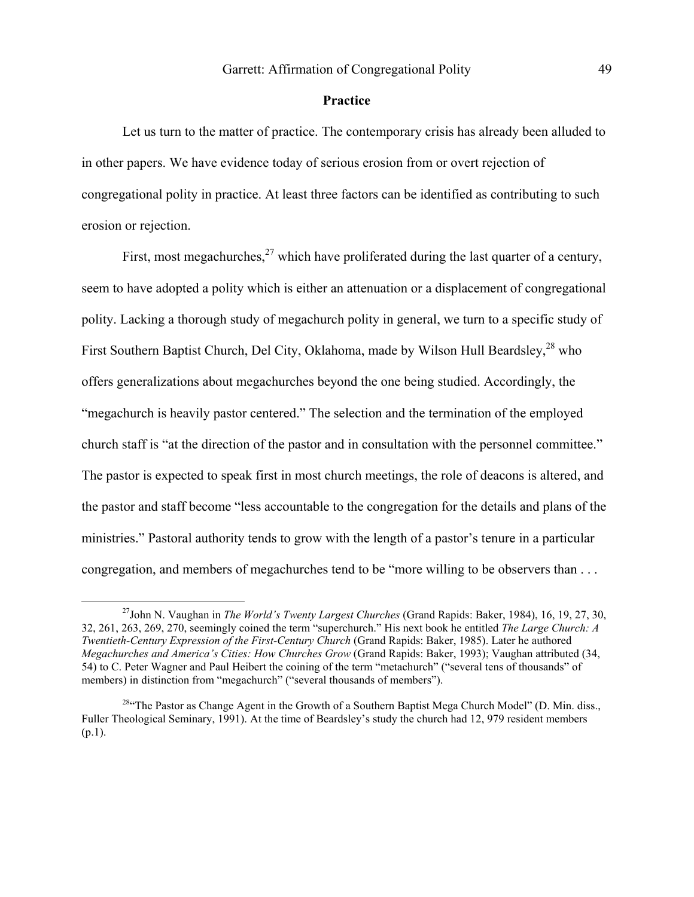## Practice

Let us turn to the matter of practice. The contemporary crisis has already been alluded to in other papers. We have evidence today of serious erosion from or overt rejection of congregational polity in practice. At least three factors can be identified as contributing to such erosion or rejection.

First, most megachurches,[27] which have proliferated during the last quarter of a century, seem to have adopted a polity which is either an attenuation or a displacement of congregational polity. Lacking a thorough study of megachurch polity in general, we turn to a specific study of First Southern Baptist Church, Del City, Oklahoma, made by Wilson Hull Beardsley,[28] who offers generalizations about megachurches beyond the one being studied. Accordingly, the "megachurch is heavily pastor centered." The selection and the termination of the employed church staff is "at the direction of the pastor and in consultation with the personnel committee." The pastor is expected to speak first in most church meetings, the role of deacons is altered, and the pastor and staff become "less accountable to the congregation for the details and plans of the ministries." Pastoral authority tends to grow with the length of a pastor's tenure in a particular congregation, and members of megachurches tend to be "more willing to be observers than . . .

---

[27] John N. Vaughan in *The World's Twenty Largest Churches* (Grand Rapids: Baker, 1984), 16, 19, 27, 30, 32, 261, 263, 269, 270, seemingly coined the term "superchurch." His next book he entitled *The Large Church: A Twentieth-Century Expression of the First-Century Church* (Grand Rapids: Baker, 1985). Later he authored *Megachurches and America's Cities: How Churches Grow* (Grand Rapids: Baker, 1993); Vaughan attributed (34, 54) to C. Peter Wagner and Paul Heibert the coining of the term "metachurch" ("several tens of thousands" of members) in distinction from "megachurch" ("several thousands of members").

[28] "The Pastor as Change Agent in the Growth of a Southern Baptist Mega Church Model" (D. Min. diss., Fuller Theological Seminary, 1991). At the time of Beardsley's study the church had 12, 979 resident members (p.1).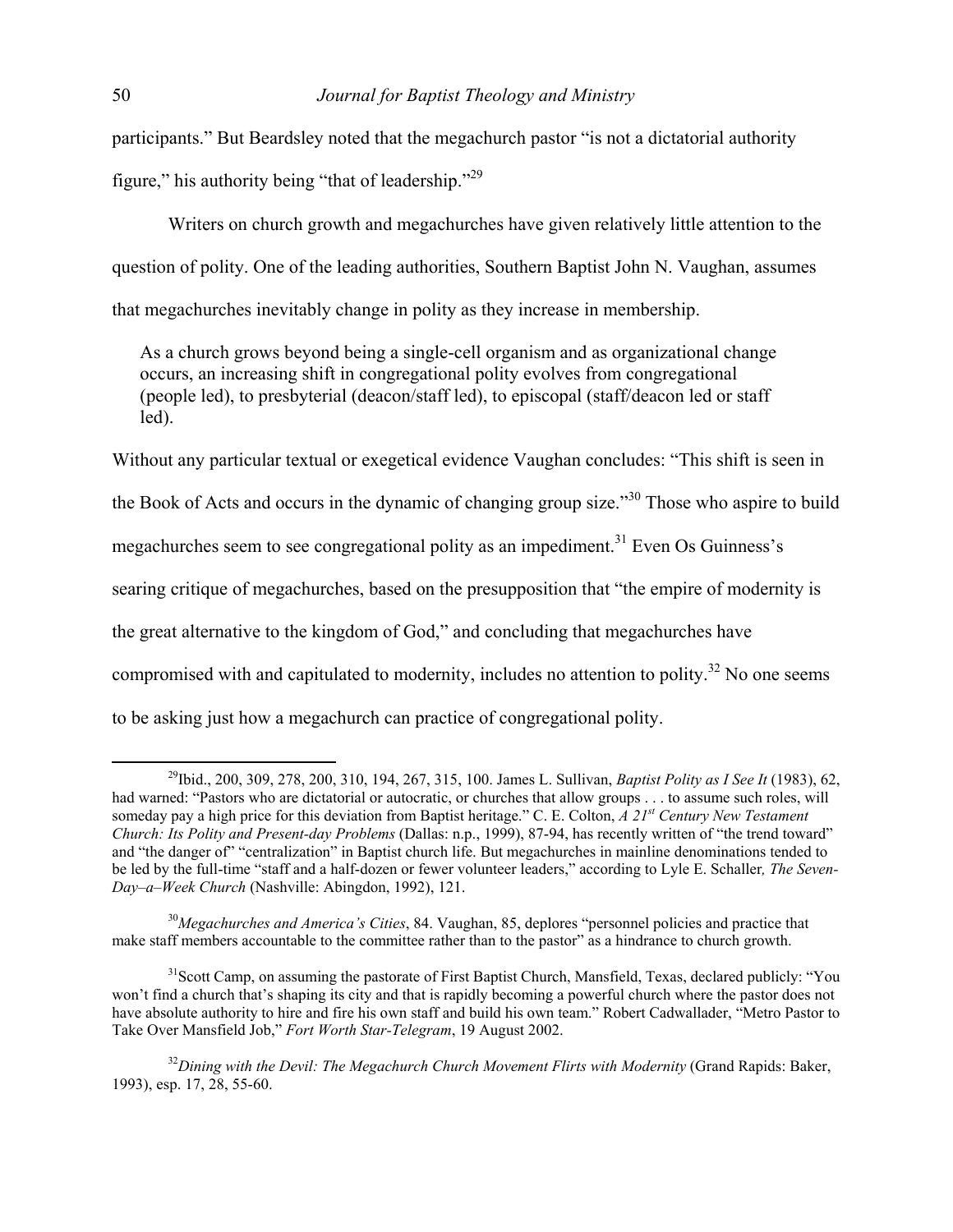participants." But Beardsley noted that the megachurch pastor "is not a dictatorial authority figure," his authority being "that of leadership."[29]

Writers on church growth and megachurches have given relatively little attention to the question of polity. One of the leading authorities, Southern Baptist John N. Vaughan, assumes that megachurches inevitably change in polity as they increase in membership.

> As a church grows beyond being a single-cell organism and as organizational change occurs, an increasing shift in congregational polity evolves from congregational (people led), to presbyterial (deacon/staff led), to episcopal (staff/deacon led or staff led).

Without any particular textual or exegetical evidence Vaughan concludes: "This shift is seen in the Book of Acts and occurs in the dynamic of changing group size."[30] Those who aspire to build megachurches seem to see congregational polity as an impediment.[31] Even Os Guinness's searing critique of megachurches, based on the presupposition that "the empire of modernity is the great alternative to the kingdom of God," and concluding that megachurches have compromised with and capitulated to modernity, includes no attention to polity.[32] No one seems to be asking just how a megachurch can practice of congregational polity.

---

[29]Ibid., 200, 309, 278, 200, 310, 194, 267, 315, 100. James L. Sullivan, *Baptist Polity as I See It* (1983), 62, had warned: "Pastors who are dictatorial or autocratic, or churches that allow groups . . . to assume such roles, will someday pay a high price for this deviation from Baptist heritage." C. E. Colton, *A 21st Century New Testament Church: Its Polity and Present-day Problems* (Dallas: n.p., 1999), 87-94, has recently written of "the trend toward" and "the danger of" "centralization" in Baptist church life. But megachurches in mainline denominations tended to be led by the full-time "staff and a half-dozen or fewer volunteer leaders," according to Lyle E. Schaller*, The Seven-Day–a–Week Church* (Nashville: Abingdon, 1992), 121.

[30]*Megachurches and America's Cities*, 84. Vaughan, 85, deplores "personnel policies and practice that make staff members accountable to the committee rather than to the pastor" as a hindrance to church growth.

[31]Scott Camp, on assuming the pastorate of First Baptist Church, Mansfield, Texas, declared publicly: "You won't find a church that's shaping its city and that is rapidly becoming a powerful church where the pastor does not have absolute authority to hire and fire his own staff and build his own team." Robert Cadwallader, "Metro Pastor to Take Over Mansfield Job," *Fort Worth Star-Telegram*, 19 August 2002.

[32]*Dining with the Devil: The Megachurch Church Movement Flirts with Modernity* (Grand Rapids: Baker, 1993), esp. 17, 28, 55-60.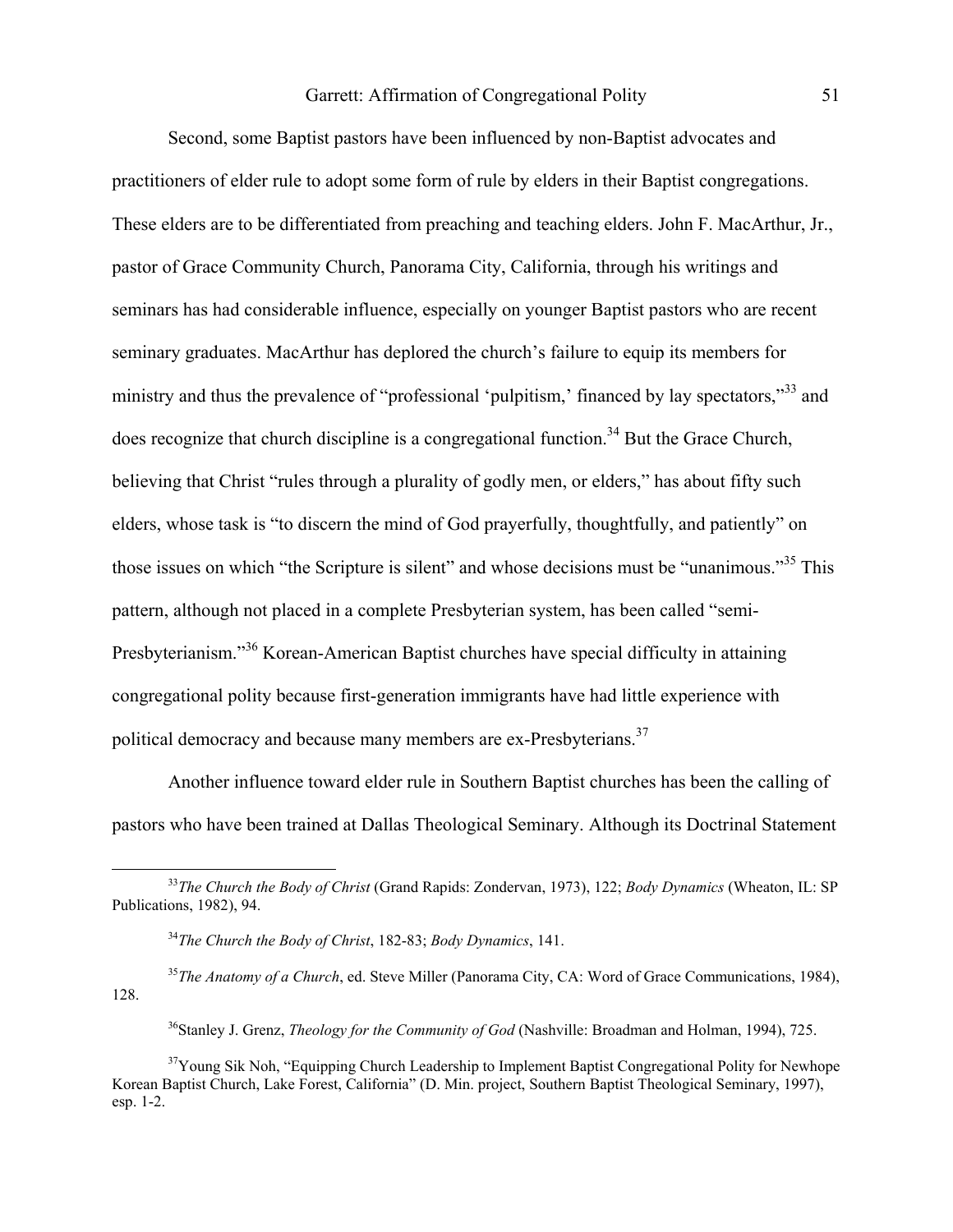Second, some Baptist pastors have been influenced by non-Baptist advocates and practitioners of elder rule to adopt some form of rule by elders in their Baptist congregations. These elders are to be differentiated from preaching and teaching elders. John F. MacArthur, Jr., pastor of Grace Community Church, Panorama City, California, through his writings and seminars has had considerable influence, especially on younger Baptist pastors who are recent seminary graduates. MacArthur has deplored the church's failure to equip its members for ministry and thus the prevalence of "professional 'pulpitism,' financed by lay spectators,"[33] and does recognize that church discipline is a congregational function.[34] But the Grace Church, believing that Christ "rules through a plurality of godly men, or elders," has about fifty such elders, whose task is "to discern the mind of God prayerfully, thoughtfully, and patiently" on those issues on which "the Scripture is silent" and whose decisions must be "unanimous."[35] This pattern, although not placed in a complete Presbyterian system, has been called "semi-Presbyterianism."[36] Korean-American Baptist churches have special difficulty in attaining congregational polity because first-generation immigrants have had little experience with political democracy and because many members are ex-Presbyterians.[37]

Another influence toward elder rule in Southern Baptist churches has been the calling of pastors who have been trained at Dallas Theological Seminary. Although its Doctrinal Statement

---

[33] *The Church the Body of Christ* (Grand Rapids: Zondervan, 1973), 122; *Body Dynamics* (Wheaton, IL: SP Publications, 1982), 94.

[34] *The Church the Body of Christ*, 182-83; *Body Dynamics*, 141.

[35] *The Anatomy of a Church*, ed. Steve Miller (Panorama City, CA: Word of Grace Communications, 1984), 128.

[36] Stanley J. Grenz, *Theology for the Community of God* (Nashville: Broadman and Holman, 1994), 725.

[37] Young Sik Noh, "Equipping Church Leadership to Implement Baptist Congregational Polity for Newhope Korean Baptist Church, Lake Forest, California" (D. Min. project, Southern Baptist Theological Seminary, 1997), esp. 1-2.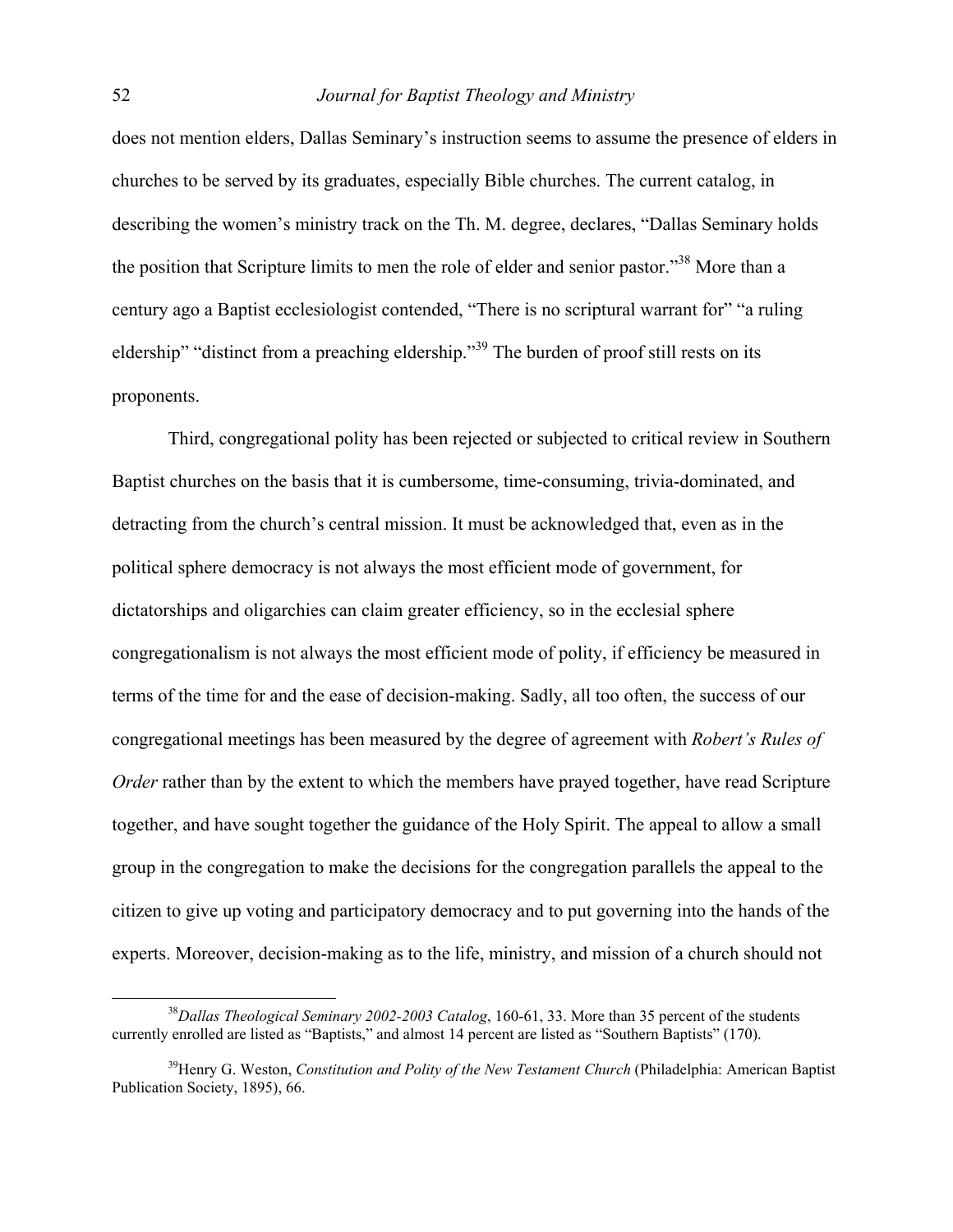does not mention elders, Dallas Seminary's instruction seems to assume the presence of elders in churches to be served by its graduates, especially Bible churches. The current catalog, in describing the women's ministry track on the Th. M. degree, declares, "Dallas Seminary holds the position that Scripture limits to men the role of elder and senior pastor."[38] More than a century ago a Baptist ecclesiologist contended, "There is no scriptural warrant for" "a ruling eldership" "distinct from a preaching eldership."[39] The burden of proof still rests on its proponents.

Third, congregational polity has been rejected or subjected to critical review in Southern Baptist churches on the basis that it is cumbersome, time-consuming, trivia-dominated, and detracting from the church's central mission. It must be acknowledged that, even as in the political sphere democracy is not always the most efficient mode of government, for dictatorships and oligarchies can claim greater efficiency, so in the ecclesial sphere congregationalism is not always the most efficient mode of polity, if efficiency be measured in terms of the time for and the ease of decision-making. Sadly, all too often, the success of our congregational meetings has been measured by the degree of agreement with *Robert's Rules of Order* rather than by the extent to which the members have prayed together, have read Scripture together, and have sought together the guidance of the Holy Spirit. The appeal to allow a small group in the congregation to make the decisions for the congregation parallels the appeal to the citizen to give up voting and participatory democracy and to put governing into the hands of the experts. Moreover, decision-making as to the life, ministry, and mission of a church should not

---

[38] *Dallas Theological Seminary 2002-2003 Catalog*, 160-61, 33. More than 35 percent of the students currently enrolled are listed as "Baptists," and almost 14 percent are listed as "Southern Baptists" (170).

[39] Henry G. Weston, *Constitution and Polity of the New Testament Church* (Philadelphia: American Baptist Publication Society, 1895), 66.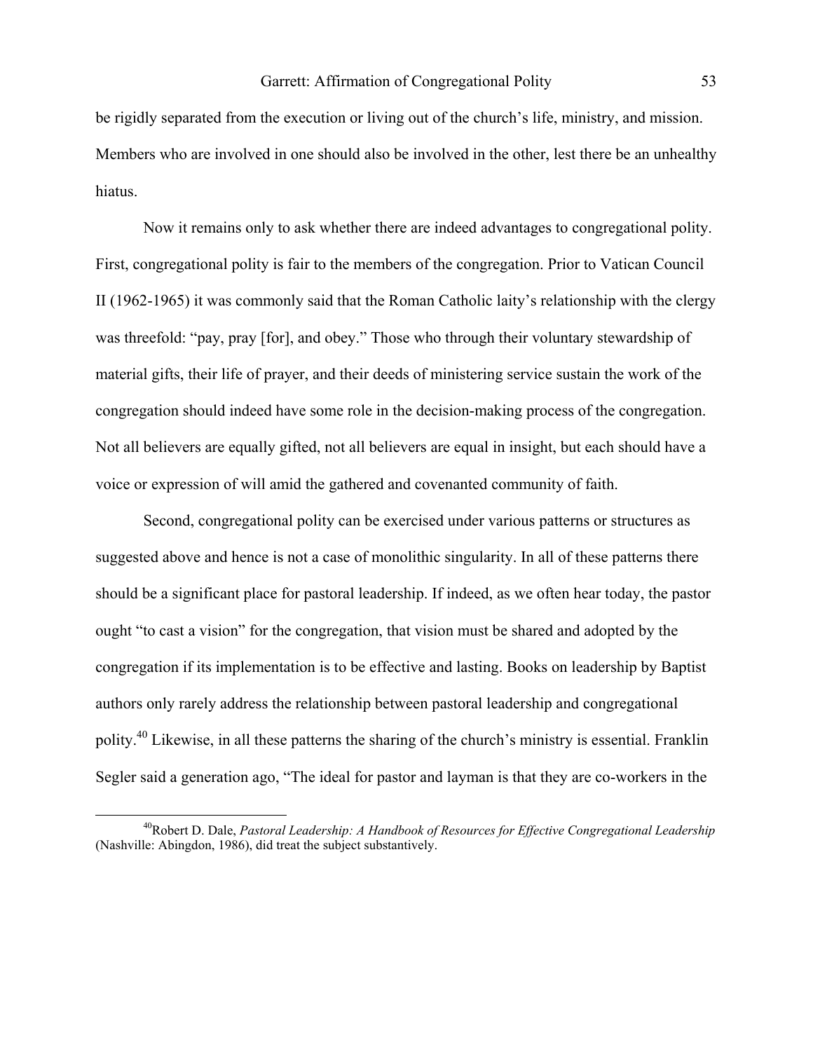be rigidly separated from the execution or living out of the church's life, ministry, and mission. Members who are involved in one should also be involved in the other, lest there be an unhealthy hiatus.

Now it remains only to ask whether there are indeed advantages to congregational polity. First, congregational polity is fair to the members of the congregation. Prior to Vatican Council II (1962-1965) it was commonly said that the Roman Catholic laity's relationship with the clergy was threefold: "pay, pray [for], and obey." Those who through their voluntary stewardship of material gifts, their life of prayer, and their deeds of ministering service sustain the work of the congregation should indeed have some role in the decision-making process of the congregation. Not all believers are equally gifted, not all believers are equal in insight, but each should have a voice or expression of will amid the gathered and covenanted community of faith.

Second, congregational polity can be exercised under various patterns or structures as suggested above and hence is not a case of monolithic singularity. In all of these patterns there should be a significant place for pastoral leadership. If indeed, as we often hear today, the pastor ought "to cast a vision" for the congregation, that vision must be shared and adopted by the congregation if its implementation is to be effective and lasting. Books on leadership by Baptist authors only rarely address the relationship between pastoral leadership and congregational polity.[40] Likewise, in all these patterns the sharing of the church's ministry is essential. Franklin Segler said a generation ago, "The ideal for pastor and layman is that they are co-workers in the

---

[40] Robert D. Dale, *Pastoral Leadership: A Handbook of Resources for Effective Congregational Leadership* (Nashville: Abingdon, 1986), did treat the subject substantively.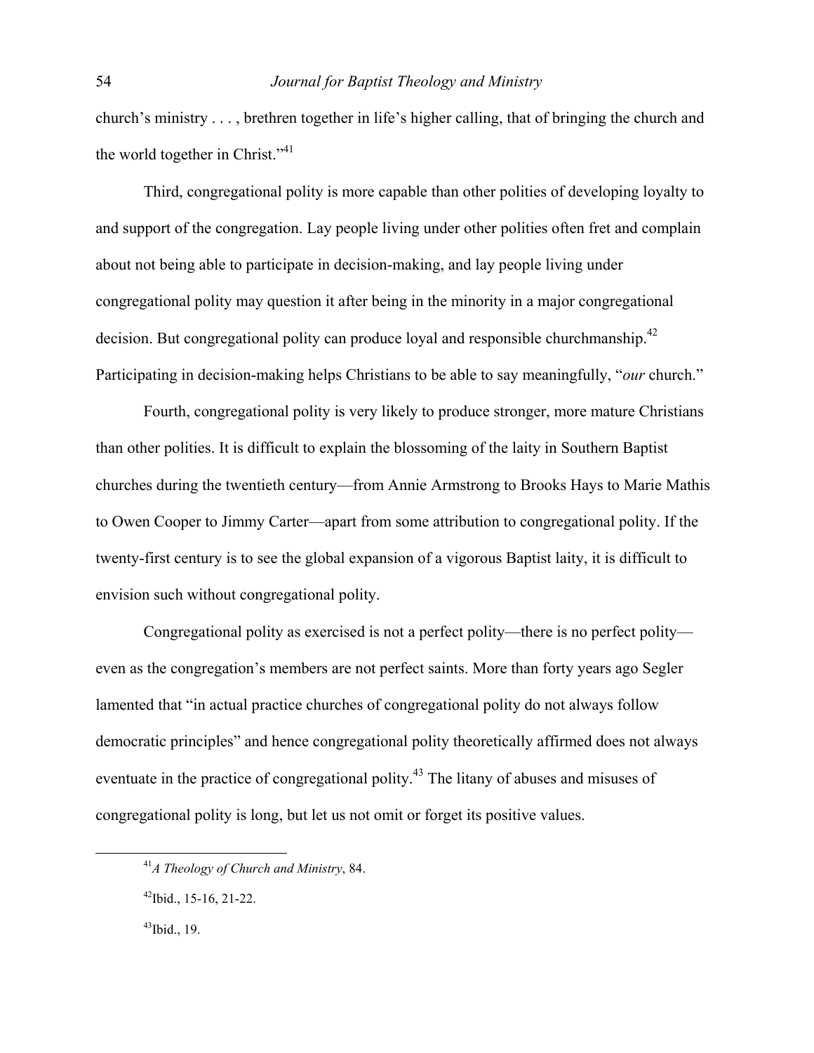church's ministry . . . , brethren together in life's higher calling, that of bringing the church and the world together in Christ."[41]

Third, congregational polity is more capable than other polities of developing loyalty to and support of the congregation. Lay people living under other polities often fret and complain about not being able to participate in decision-making, and lay people living under congregational polity may question it after being in the minority in a major congregational decision. But congregational polity can produce loyal and responsible churchmanship.[42] Participating in decision-making helps Christians to be able to say meaningfully, "*our* church."

Fourth, congregational polity is very likely to produce stronger, more mature Christians than other polities. It is difficult to explain the blossoming of the laity in Southern Baptist churches during the twentieth century—from Annie Armstrong to Brooks Hays to Marie Mathis to Owen Cooper to Jimmy Carter—apart from some attribution to congregational polity. If the twenty-first century is to see the global expansion of a vigorous Baptist laity, it is difficult to envision such without congregational polity.

Congregational polity as exercised is not a perfect polity—there is no perfect polity—even as the congregation's members are not perfect saints. More than forty years ago Segler lamented that "in actual practice churches of congregational polity do not always follow democratic principles" and hence congregational polity theoretically affirmed does not always eventuate in the practice of congregational polity.[43] The litany of abuses and misuses of congregational polity is long, but let us not omit or forget its positive values.

---

[41]*A Theology of Church and Ministry*, 84.

[42]Ibid., 15-16, 21-22.

[43]Ibid., 19.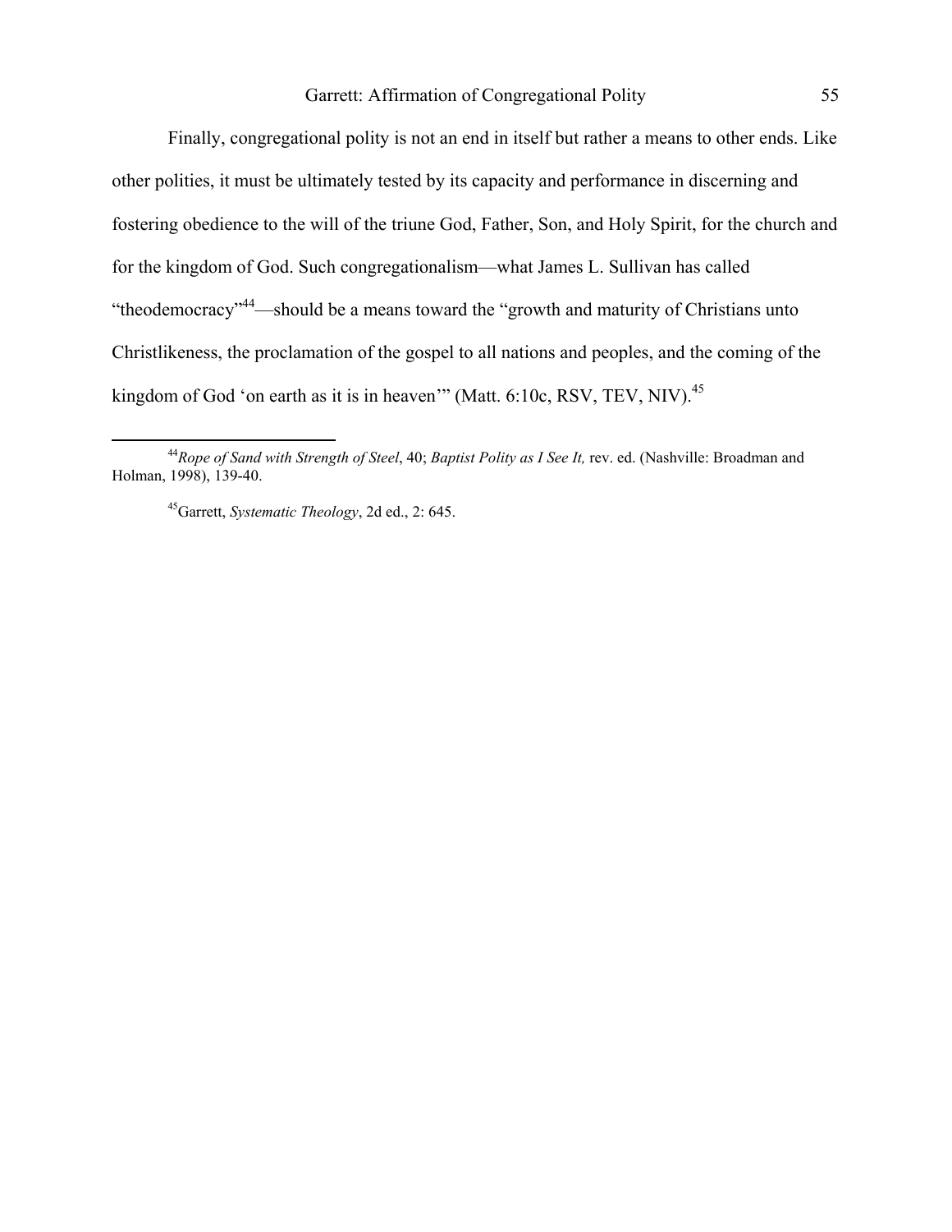Finally, congregational polity is not an end in itself but rather a means to other ends. Like other polities, it must be ultimately tested by its capacity and performance in discerning and fostering obedience to the will of the triune God, Father, Son, and Holy Spirit, for the church and for the kingdom of God. Such congregationalism—what James L. Sullivan has called "theodemocracy"[44]—should be a means toward the "growth and maturity of Christians unto Christlikeness, the proclamation of the gospel to all nations and peoples, and the coming of the kingdom of God 'on earth as it is in heaven'" (Matt. 6:10c, RSV, TEV, NIV).[45]

---

[44]*Rope of Sand with Strength of Steel*, 40; *Baptist Polity as I See It,* rev. ed. (Nashville: Broadman and Holman, 1998), 139-40.

[45]Garrett, *Systematic Theology*, 2d ed., 2: 645.